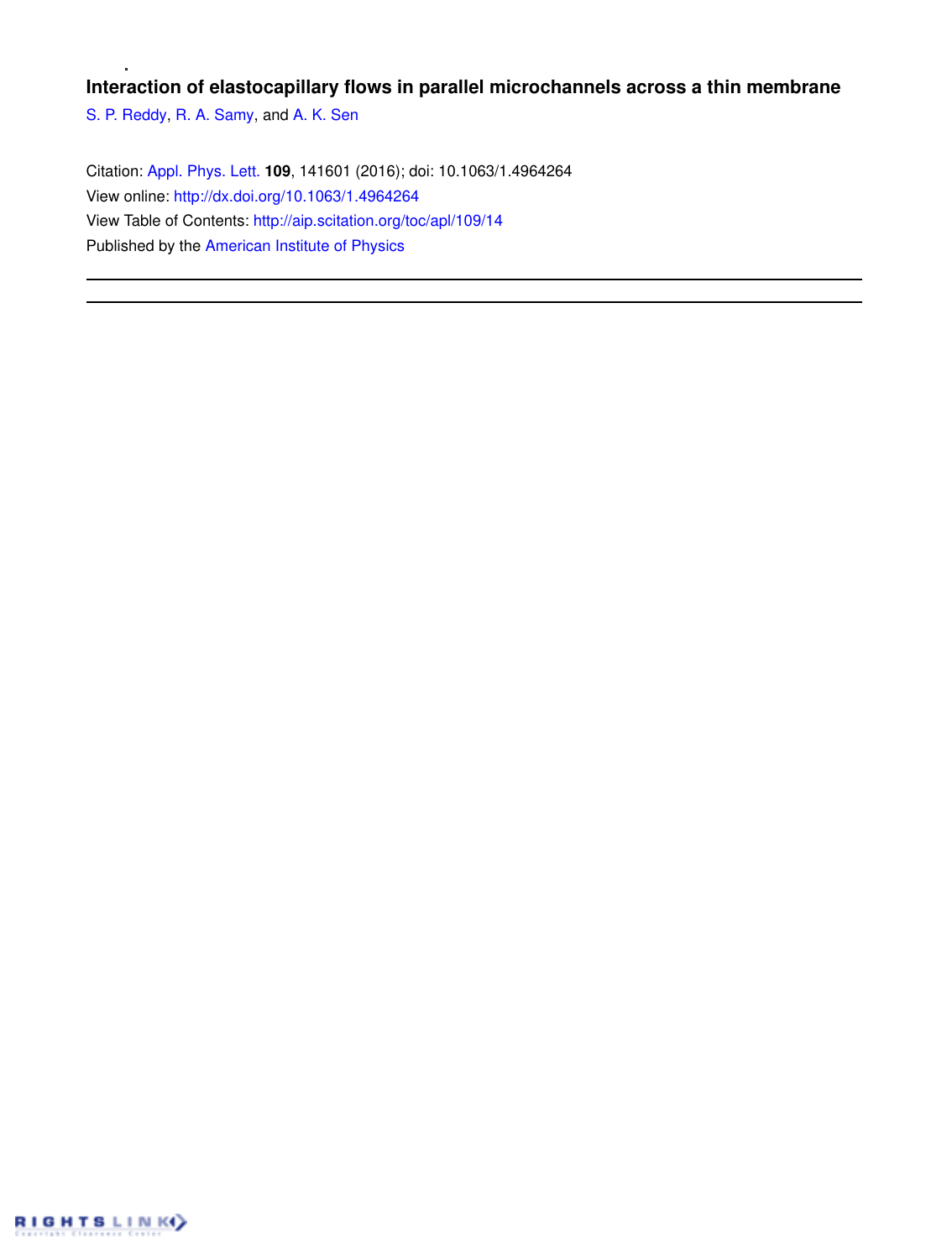# Interaction of elastocapillary flows in parallel microchannels across a thin membrane

S. P. Reddy, R. A. Samy, and A. K. Sen

Citation: Appl. Phys. Lett. **109**, 141601 (2016); doi: 10.1063/1.4964264

View online: http://dx.doi.org/10.1063/1.4964264

View Table of Contents: http://aip.scitation.org/toc/apl/109/14

Published by the American Institute of Physics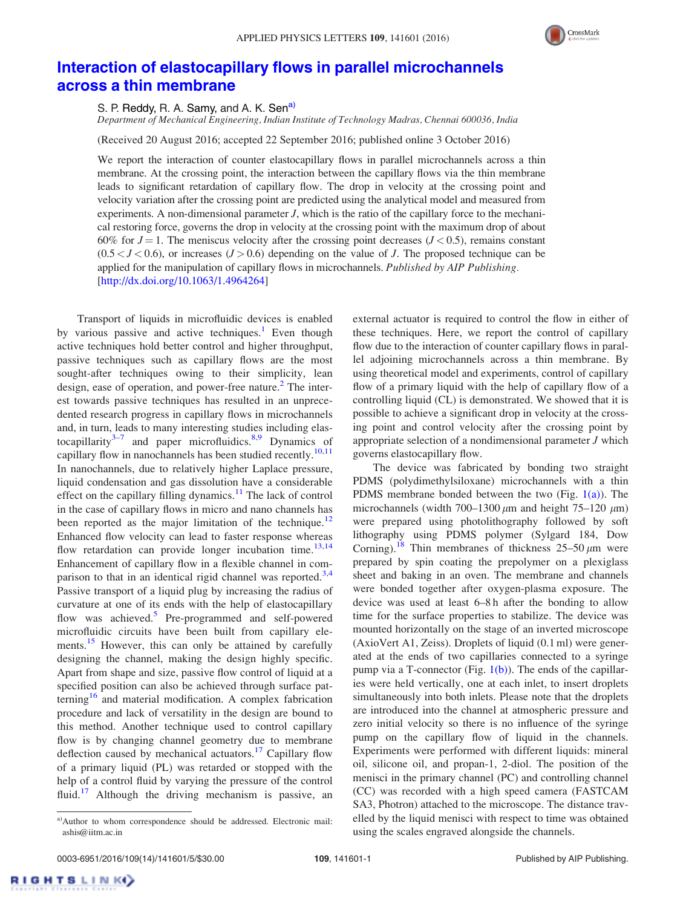# Interaction of elastocapillary flows in parallel microchannels across a thin membrane

S. P. Reddy, R. A. Samy, and A. K. Sen[a)]

*Department of Mechanical Engineering, Indian Institute of Technology Madras, Chennai 600036, India*

(Received 20 August 2016; accepted 22 September 2016; published online 3 October 2016)

We report the interaction of counter elastocapillary flows in parallel microchannels across a thin membrane. At the crossing point, the interaction between the capillary flows via the thin membrane leads to significant retardation of capillary flow. The drop in velocity at the crossing point and velocity variation after the crossing point are predicted using the analytical model and measured from experiments. A non-dimensional parameter $J$, which is the ratio of the capillary force to the mechanical restoring force, governs the drop in velocity at the crossing point with the maximum drop of about 60% for $J = 1$. The meniscus velocity after the crossing point decreases ($J < 0.5$), remains constant ($0.5 < J < 0.6$), or increases ($J > 0.6$) depending on the value of $J$. The proposed technique can be applied for the manipulation of capillary flows in microchannels. *Published by AIP Publishing.* [http://dx.doi.org/10.1063/1.4964264]

Transport of liquids in microfluidic devices is enabled by various passive and active techniques.[1] Even though active techniques hold better control and higher throughput, passive techniques such as capillary flows are the most sought-after techniques owing to their simplicity, lean design, ease of operation, and power-free nature.[2] The interest towards passive techniques has resulted in an unprecedented research progress in capillary flows in microchannels and, in turn, leads to many interesting studies including elastocapillarity[3–7] and paper microfluidics.[8,9] Dynamics of capillary flow in nanochannels has been studied recently.[10,11] In nanochannels, due to relatively higher Laplace pressure, liquid condensation and gas dissolution have a considerable effect on the capillary filling dynamics.[11] The lack of control in the case of capillary flows in micro and nano channels has been reported as the major limitation of the technique.[12] Enhanced flow velocity can lead to faster response whereas flow retardation can provide longer incubation time.[13,14] Enhancement of capillary flow in a flexible channel in comparison to that in an identical rigid channel was reported.[3,4] Passive transport of a liquid plug by increasing the radius of curvature at one of its ends with the help of elastocapillary flow was achieved.[5] Pre-programmed and self-powered microfluidic circuits have been built from capillary elements.[15] However, this can only be attained by carefully designing the channel, making the design highly specific. Apart from shape and size, passive flow control of liquid at a specified position can also be achieved through surface patterning[16] and material modification. A complex fabrication procedure and lack of versatility in the design are bound to this method. Another technique used to control capillary flow is by changing channel geometry due to membrane deflection caused by mechanical actuators.[17] Capillary flow of a primary liquid (PL) was retarded or stopped with the help of a control fluid by varying the pressure of the control fluid.[17] Although the driving mechanism is passive, an external actuator is required to control the flow in either of these techniques. Here, we report the control of capillary flow due to the interaction of counter capillary flows in parallel adjoining microchannels across a thin membrane. By using theoretical model and experiments, control of capillary flow of a primary liquid with the help of capillary flow of a controlling liquid (CL) is demonstrated. We showed that it is possible to achieve a significant drop in velocity at the crossing point and control velocity after the crossing point by appropriate selection of a nondimensional parameter $J$ which governs elastocapillary flow.

The device was fabricated by bonding two straight PDMS (polydimethylsiloxane) microchannels with a thin PDMS membrane bonded between the two (Fig. 1(a)). The microchannels (width 700–1300 $\mu$m and height 75–120 $\mu$m) were prepared using photolithography followed by soft lithography using PDMS polymer (Sylgard 184, Dow Corning).[18] Thin membranes of thickness 25–50 $\mu$m were prepared by spin coating the prepolymer on a plexiglass sheet and baking in an oven. The membrane and channels were bonded together after oxygen-plasma exposure. The device was used at least 6–8 h after the bonding to allow time for the surface properties to stabilize. The device was mounted horizontally on the stage of an inverted microscope (AxioVert A1, Zeiss). Droplets of liquid (0.1 ml) were generated at the ends of two capillaries connected to a syringe pump via a T-connector (Fig. 1(b)). The ends of the capillaries were held vertically, one at each inlet, to insert droplets simultaneously into both inlets. Please note that the droplets are introduced into the channel at atmospheric pressure and zero initial velocity so there is no influence of the syringe pump on the capillary flow of liquid in the channels. Experiments were performed with different liquids: mineral oil, silicone oil, and propan-1, 2-diol. The position of the menisci in the primary channel (PC) and controlling channel (CC) was recorded with a high speed camera (FASTCAM SA3, Photron) attached to the microscope. The distance travelled by the liquid menisci with respect to time was obtained using the scales engraved alongside the channels.

[a)]Author to whom correspondence should be addressed. Electronic mail: ashis@iitm.ac.in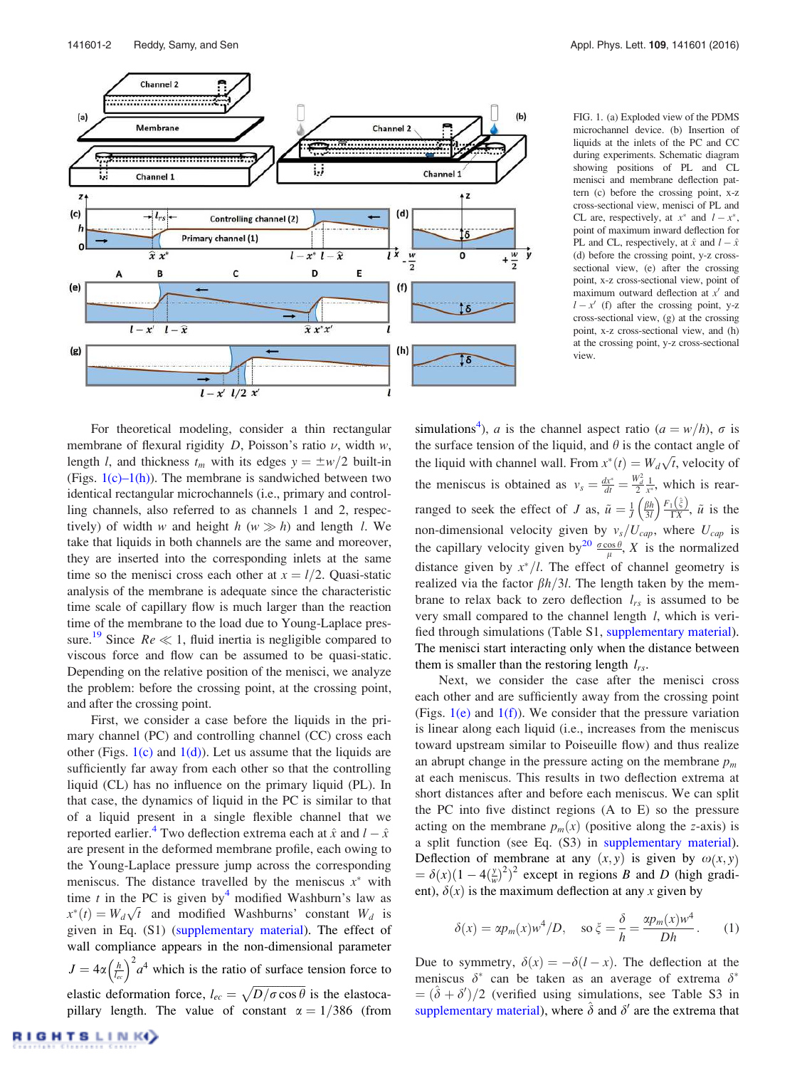FIG. 1. (a) Exploded view of the PDMS microchannel device. (b) Insertion of liquids at the inlets of the PC and CC during experiments. Schematic diagram showing positions of PL and CL menisci and membrane deflection pattern (c) before the crossing point, x-z cross-sectional view, menisci of PL and CL are, respectively, at $x^*$ and $l-x^*$, point of maximum inward deflection for PL and CL, respectively, at $\hat{x}$ and $l-\hat{x}$ (d) before the crossing point, y-z cross-sectional view, (e) after the crossing point, x-z cross-sectional view, point of maximum outward deflection at $x'$ and $l-x'$ (f) after the crossing point, y-z cross-sectional view, (g) at the crossing point, x-z cross-sectional view, and (h) at the crossing point, y-z cross-sectional view.

For theoretical modeling, consider a thin rectangular membrane of flexural rigidity $D$, Poisson's ratio $\nu$, width $w$, length $l$, and thickness $t_m$ with its edges $y = \pm w/2$ built-in (Figs. 1(c)–1(h)). The membrane is sandwiched between two identical rectangular microchannels (i.e., primary and controlling channels, also referred to as channels 1 and 2, respectively) of width $w$ and height $h$ ($w \gg h$) and length $l$. We take that liquids in both channels are the same and moreover, they are inserted into the corresponding inlets at the same time so the menisci cross each other at $x = l/2$. Quasi-static analysis of the membrane is adequate since the characteristic time scale of capillary flow is much larger than the reaction time of the membrane to the load due to Young-Laplace pressure.[19] Since $Re \ll 1$, fluid inertia is negligible compared to viscous force and flow can be assumed to be quasi-static. Depending on the relative position of the menisci, we analyze the problem: before the crossing point, at the crossing point, and after the crossing point.

First, we consider a case before the liquids in the primary channel (PC) and controlling channel (CC) cross each other (Figs. 1(c) and 1(d)). Let us assume that the liquids are sufficiently far away from each other so that the controlling liquid (CL) has no influence on the primary liquid (PL). In that case, the dynamics of liquid in the PC is similar to that of a liquid present in a single flexible channel that we reported earlier.[4] Two deflection extrema each at $\hat{x}$ and $l-\hat{x}$ are present in the deformed membrane profile, each owing to the Young-Laplace pressure jump across the corresponding meniscus. The distance travelled by the meniscus $x^*$ with time $t$ in the PC is given by[4] modified Washburn's law as $x^*(t) = W_d\sqrt{t}$ and modified Washburns' constant $W_d$ is given in Eq. (S1) (supplementary material). The effect of wall compliance appears in the non-dimensional parameter $J = 4\alpha\left(\frac{h}{l_{ec}}\right)^2 a^4$ which is the ratio of surface tension force to elastic deformation force, $l_{ec} = \sqrt{D/\sigma\cos\theta}$ is the elastocapillary length. The value of constant $\alpha = 1/386$ (from simulations[4]), $a$ is the channel aspect ratio ($a = w/h$), $\sigma$ is the surface tension of the liquid, and $\theta$ is the contact angle of the liquid with channel wall. From $x^*(t) = W_d\sqrt{t}$, velocity of the meniscus is obtained as $v_s = \frac{dx^*}{dt} = \frac{W_d^2}{2}\frac{1}{x^*}$, which is rearranged to seek the effect of $J$ as, $\tilde{u} = \frac{1}{J}\left(\frac{\beta h}{3l}\right)\frac{F_1\left(\frac{\xi}{2}\right)}{\Gamma X}$, $\tilde{u}$ is the non-dimensional velocity given by $v_s/U_{cap}$, where $U_{cap}$ is the capillary velocity given by[20] $\frac{\sigma\cos\theta}{\mu}$, $X$ is the normalized distance given by $x^*/l$. The effect of channel geometry is realized via the factor $\beta h/3l$. The length taken by the membrane to relax back to zero deflection $l_{rs}$ is assumed to be very small compared to the channel length $l$, which is verified through simulations (Table S1, supplementary material). The menisci start interacting only when the distance between them is smaller than the restoring length $l_{rs}$.

Next, we consider the case after the menisci cross each other and are sufficiently away from the crossing point (Figs. 1(e) and 1(f)). We consider that the pressure variation is linear along each liquid (i.e., increases from the meniscus toward upstream similar to Poiseuille flow) and thus realize an abrupt change in the pressure acting on the membrane $p_m$ at each meniscus. This results in two deflection extrema at short distances after and before each meniscus. We can split the PC into five distinct regions (A to E) so the pressure acting on the membrane $p_m(x)$ (positive along the $z$-axis) is a split function (see Eq. (S3) in supplementary material). Deflection of membrane at any $(x, y)$ is given by $\omega(x, y) = \delta(x)(1 - 4(\frac{y}{w})^2)^2$ except in regions $B$ and $D$ (high gradient), $\delta(x)$ is the maximum deflection at any $x$ given by

$$\delta(x) = \alpha p_m(x) w^4/D, \quad \text{so } \xi = \frac{\delta}{h} = \frac{\alpha p_m(x) w^4}{Dh}. \tag{1}$$

Due to symmetry, $\delta(x) = -\delta(l - x)$. The deflection at the menisci $\delta^*$ can be taken as an average of extrema $\delta^* = (\hat{\delta} + \delta')/2$ (verified using simulations, see Table S3 in supplementary material), where $\hat{\delta}$ and $\delta'$ are the extrema that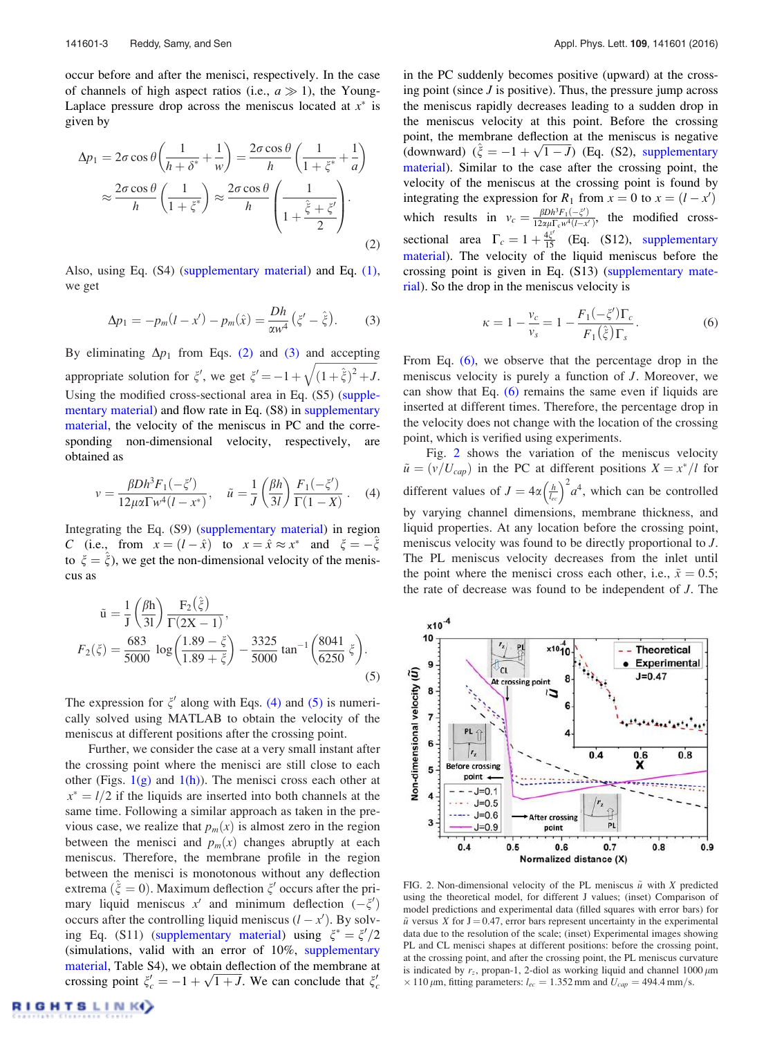occur before and after the menisci, respectively. In the case of channels of high aspect ratios (i.e., $a \gg 1$), the Young-Laplace pressure drop across the meniscus located at $x^*$ is given by

$$\Delta p_1 = 2\sigma\cos\theta\left(\frac{1}{h+\delta^*}+\frac{1}{w}\right) = \frac{2\sigma\cos\theta}{h}\left(\frac{1}{1+\xi^*}+\frac{1}{a}\right)$$
$$\approx \frac{2\sigma\cos\theta}{h}\left(\frac{1}{1+\xi^*}\right) \approx \frac{2\sigma\cos\theta}{h}\left(\frac{1}{1+\frac{\hat{\xi}+\xi'}{2}}\right). \tag{2}$$

Also, using Eq. (S4) (supplementary material) and Eq. (1), we get

$$\Delta p_1 = -p_m(l-x') - p_m(\hat{x}) = \frac{Dh}{\alpha w^4}\left(\xi' - \hat{\xi}\right). \tag{3}$$

By eliminating $\Delta p_1$ from Eqs. (2) and (3) and accepting appropriate solution for $\xi'$, we get $\xi' = -1 + \sqrt{(1+\hat{\xi})^2 + J}$. Using the modified cross-sectional area in Eq. (S5) (supplementary material) and flow rate in Eq. (S8) in supplementary material, the velocity of the meniscus in PC and the corresponding non-dimensional velocity, respectively, are obtained as

$$v = \frac{\beta D h^3 F_1(-\xi')}{12\mu\alpha\Gamma w^4 (l - x^*)}, \quad \tilde{u} = \frac{1}{J}\left(\frac{\beta h}{3l}\right)\frac{F_1(-\xi')}{\Gamma(1-X)}. \tag{4}$$

Integrating the Eq. (S9) (supplementary material) in region $C$ (i.e., from $x = (l - \hat{x})$ to $x = \hat{x} \approx x^*$ and $\xi = -\hat{\xi}$ to $\xi = \hat{\xi}$), we get the non-dimensional velocity of the meniscus as

$$\tilde{u} = \frac{1}{J}\left(\frac{\beta h}{3l}\right)\frac{F_2(\hat{\xi})}{\Gamma(2X-1)},$$
$$F_2(\xi) = \frac{683}{5000}\log\left(\frac{1.89-\xi}{1.89+\xi}\right) - \frac{3325}{5000}\tan^{-1}\left(\frac{8041}{6250}\xi\right). \tag{5}$$

The expression for $\xi'$ along with Eqs. (4) and (5) is numerically solved using MATLAB to obtain the velocity of the meniscus at different positions after the crossing point.

Further, we consider the case at a very small instant after the crossing point where the menisci are still close to each other (Figs. 1(g) and 1(h)). The menisci cross each other at $x^* = l/2$ if the liquids are inserted into both channels at the same time. Following a similar approach as taken in the previous case, we realize that $p_m(x)$ is almost zero in the region between the menisci and $p_m(x)$ changes abruptly at each meniscus. Therefore, the membrane profile in the region between the menisci is monotonous without any deflection extrema ($\hat{\xi} = 0$). Maximum deflection $\xi'$ occurs after the primary liquid meniscus $x'$ and minimum deflection $(-\xi')$ occurs after the controlling liquid meniscus $(l - x')$. By solving Eq. (S11) (supplementary material) using $\xi^* = \xi'/2$ (simulations, valid with an error of 10%, supplementary material, Table S4), we obtain deflection of the membrane at crossing point $\xi_c' = -1 + \sqrt{1+J}$. We can conclude that $\xi_c'$ in the PC suddenly becomes positive (upward) at the crossing point (since $J$ is positive). Thus, the pressure jump across the meniscus rapidly decreases leading to a sudden drop in the meniscus velocity at this point. Before the crossing point, the membrane deflection at the meniscus is negative (downward) ($\hat{\xi} = -1 + \sqrt{1-J}$) (Eq. (S2), supplementary material). Similar to the case after the crossing point, the velocity of the meniscus at the crossing point is found by integrating the expression for $R_1$ from $x = 0$ to $x = (l - x')$ which results in $v_c = \frac{\beta D h^3 F_1(-\xi')}{12\alpha\mu\Gamma_c w^4 (l-x')}$, the modified cross-sectional area $\Gamma_c = 1 + \frac{4\xi'}{15}$ (Eq. (S12), supplementary material). The velocity of the liquid meniscus before the crossing point is given in Eq. (S13) (supplementary material). So the drop in the meniscus velocity is

$$\kappa = 1 - \frac{v_c}{v_s} = 1 - \frac{F_1(-\xi')\Gamma_c}{F_1(\hat{\xi})\Gamma_s}. \tag{6}$$

From Eq. (6), we observe that the percentage drop in the meniscus velocity is purely a function of $J$. Moreover, we can show that Eq. (6) remains the same even if liquids are inserted at different times. Therefore, the percentage drop in the velocity does not change with the location of the crossing point, which is verified using experiments.

Fig. 2 shows the variation of the meniscus velocity $\tilde{u} = (v/U_{cap})$ in the PC at different positions $X = x^*/l$ for different values of $J = 4\alpha\left(\frac{h}{l_{ec}}\right)^2 a^4$, which can be controlled by varying channel dimensions, membrane thickness, and liquid properties. At any location before the crossing point, meniscus velocity was found to be directly proportional to $J$. The PL meniscus velocity decreases from the inlet until the point where the menisci cross each other, i.e., $\tilde{x} = 0.5$; the rate of decrease was found to be independent of $J$. The

FIG. 2. Non-dimensional velocity of the PL meniscus $\tilde{u}$ with $X$ predicted using the theoretical model, for different J values; (inset) Comparison of model predictions and experimental data (filled squares with error bars) for $\tilde{u}$ versus X for J = 0.47, error bars represent uncertainty in the experimental data due to the resolution of the scale; (inset) Experimental images showing PL and CL menisci shapes at different positions: before the crossing point, at the crossing point, and after the crossing point, the PL meniscus curvature is indicated by $r_z$, propan-1, 2-diol as working liquid and channel 1000 $\mu$m $\times$ 110 $\mu$m, fitting parameters: $l_{ec}$ = 1.352 mm and $U_{cap}$ = 494.4 mm/s.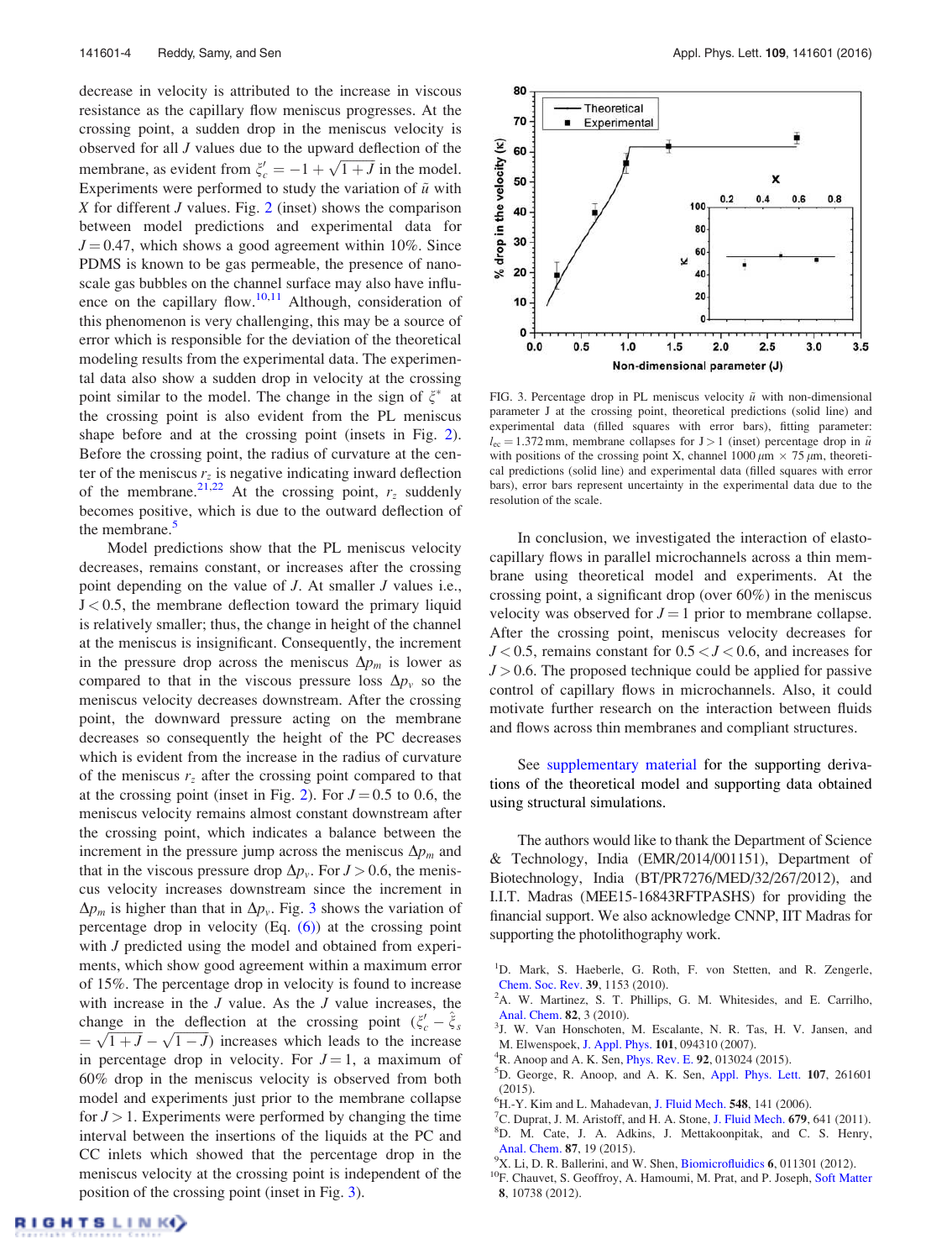decrease in velocity is attributed to the increase in viscous resistance as the capillary flow meniscus progresses. At the crossing point, a sudden drop in the meniscus velocity is observed for all $J$ values due to the upward deflection of the membrane, as evident from $\xi_c' = -1 + \sqrt{1+J}$ in the model. Experiments were performed to study the variation of $\tilde{u}$ with $X$ for different $J$ values. Fig. 2 (inset) shows the comparison between model predictions and experimental data for $J = 0.47$, which shows a good agreement within 10%. Since PDMS is known to be gas permeable, the presence of nano-scale gas bubbles on the channel surface may also have influence on the capillary flow.[10,11] Although, consideration of this phenomenon is very challenging, this may be a source of error which is responsible for the deviation of the theoretical modeling results from the experimental data. The experimental data also show a sudden drop in velocity at the crossing point similar to the model. The change in the sign of $\xi^*$ at the crossing point is also evident from the PL meniscus shape before and at the crossing point (insets in Fig. 2). Before the crossing point, the radius of curvature at the center of the meniscus $r_z$ is negative indicating inward deflection of the membrane.[21,22] At the crossing point, $r_z$ suddenly becomes positive, which is due to the outward deflection of the membrane.[5]

Model predictions show that the PL meniscus velocity decreases, remains constant, or increases after the crossing point depending on the value of $J$. At smaller $J$ values i.e., $J < 0.5$, the membrane deflection toward the primary liquid is relatively smaller; thus, the change in height of the channel at the meniscus is insignificant. Consequently, the increment in the pressure drop across the meniscus $\Delta p_m$ is lower as compared to that in the viscous pressure loss $\Delta p_v$ so the meniscus velocity decreases downstream. After the crossing point, the downward pressure acting on the membrane decreases so consequently the height of the PC decreases which is evident from the increase in the radius of curvature of the meniscus $r_z$ after the crossing point compared to that at the crossing point (inset in Fig. 2). For $J = 0.5$ to 0.6, the meniscus velocity remains almost constant downstream after the crossing point, which indicates a balance between the increment in the pressure jump across the meniscus $\Delta p_m$ and that in the viscous pressure drop $\Delta p_v$. For $J > 0.6$, the meniscus velocity increases downstream since the increment in $\Delta p_m$ is higher than that in $\Delta p_v$. Fig. 3 shows the variation of percentage drop in velocity (Eq. (6)) at the crossing point with $J$ predicted using the model and obtained from experiments, which show good agreement within a maximum error of 15%. The percentage drop in velocity is found to increase with increase in the $J$ value. As the $J$ value increases, the change in the deflection at the crossing point ($\xi_c' - \hat{\xi}_s = \sqrt{1+J} - \sqrt{1-J}$) increases which leads to the increase in percentage drop in velocity. For $J = 1$, a maximum of 60% drop in the meniscus velocity is observed from both model and experiments just prior to the membrane collapse for $J > 1$. Experiments were performed by changing the time interval between the insertions of the liquids at the PC and CC inlets which showed that the percentage drop in the meniscus velocity at the crossing point is independent of the position of the crossing point (inset in Fig. 3).

FIG. 3. Percentage drop in PL meniscus velocity $\tilde{u}$ with non-dimensional parameter J at the crossing point, theoretical predictions (solid line) and experimental data (filled squares with error bars), fitting parameter: $l_{ec} = 1.372$ mm, membrane collapses for $J > 1$ (inset) percentage drop in $\tilde{u}$ with positions of the crossing point X, channel 1000 $\mu$m $\times$ 75 $\mu$m, theoretical predictions (solid line) and experimental data (filled squares with error bars), error bars represent uncertainty in the experimental data due to the resolution of the scale.

In conclusion, we investigated the interaction of elasto-capillary flows in parallel microchannels across a thin membrane using theoretical model and experiments. At the crossing point, a significant drop (over 60%) in the meniscus velocity was observed for $J = 1$ prior to membrane collapse. After the crossing point, meniscus velocity decreases for $J < 0.5$, remains constant for $0.5 < J < 0.6$, and increases for $J > 0.6$. The proposed technique could be applied for passive control of capillary flows in microchannels. Also, it could motivate further research on the interaction between fluids and flows across thin membranes and compliant structures.

See supplementary material for the supporting derivations of the theoretical model and supporting data obtained using structural simulations.

The authors would like to thank the Department of Science & Technology, India (EMR/2014/001151), Department of Biotechnology, India (BT/PR7276/MED/32/267/2012), and I.I.T. Madras (MEE15-16843RFTPASHS) for providing the financial support. We also acknowledge CNNP, IIT Madras for supporting the photolithography work.

[1] D. Mark, S. Haeberle, G. Roth, F. von Stetten, and R. Zengerle, Chem. Soc. Rev. **39**, 1153 (2010).
[2] A. W. Martinez, S. T. Phillips, G. M. Whitesides, and E. Carrilho, Anal. Chem. **82**, 3 (2010).
[3] J. W. Van Honschoten, M. Escalante, N. R. Tas, H. V. Jansen, and M. Elwenspoek, J. Appl. Phys. **101**, 094310 (2007).
[4] R. Anoop and A. K. Sen, Phys. Rev. E. **92**, 013024 (2015).
[5] D. George, R. Anoop, and A. K. Sen, Appl. Phys. Lett. **107**, 261601 (2015).
[6] H.-Y. Kim and L. Mahadevan, J. Fluid Mech. **548**, 141 (2006).
[7] C. Duprat, J. M. Aristoff, and H. A. Stone, J. Fluid Mech. **679**, 641 (2011).
[8] D. M. Cate, J. A. Adkins, J. Mettakoonpitak, and C. S. Henry, Anal. Chem. **87**, 19 (2015).
[9] X. Li, D. R. Ballerini, and W. Shen, Biomicrofluidics **6**, 011301 (2012).
[10] F. Chauvet, S. Geoffroy, A. Hamoumi, M. Prat, and P. Joseph, Soft Matter **8**, 10738 (2012).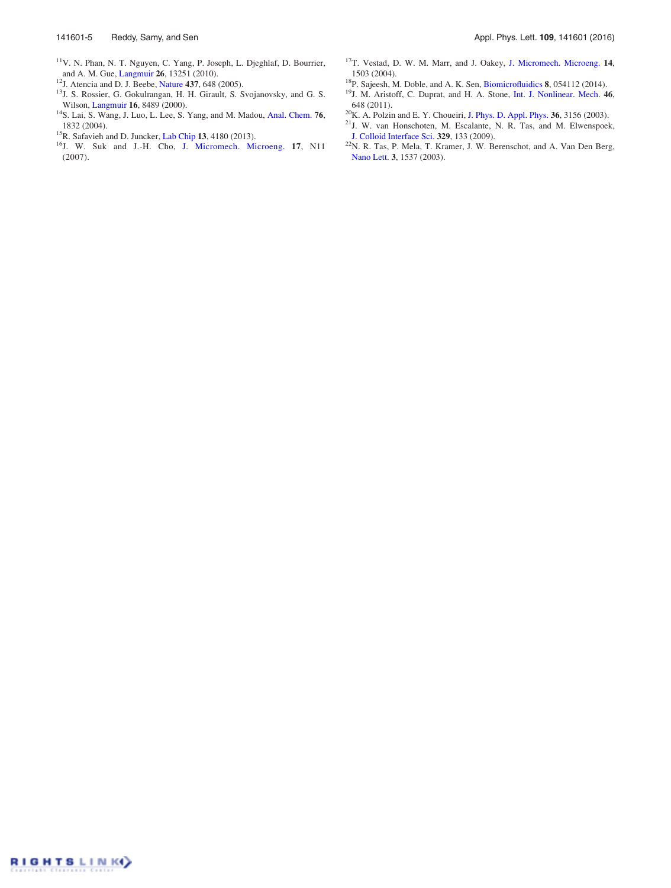[11] V. N. Phan, N. T. Nguyen, C. Yang, P. Joseph, L. Djeghlaf, D. Bourrier, and A. M. Gue, Langmuir **26**, 13251 (2010).

[12] J. Atencia and D. J. Beebe, Nature **437**, 648 (2005).

[13] J. S. Rossier, G. Gokulrangan, H. H. Girault, S. Svojanovsky, and G. S. Wilson, Langmuir **16**, 8489 (2000).

[14] S. Lai, S. Wang, J. Luo, L. Lee, S. Yang, and M. Madou, Anal. Chem. **76**, 1832 (2004).

[15] R. Safavieh and D. Juncker, Lab Chip **13**, 4180 (2013).

[16] J. W. Suk and J.-H. Cho, J. Micromech. Microeng. **17**, N11 (2007).

[17] T. Vestad, D. W. M. Marr, and J. Oakey, J. Micromech. Microeng. **14**, 1503 (2004).

[18] P. Sajeesh, M. Doble, and A. K. Sen, Biomicrofluidics **8**, 054112 (2014).

[19] J. M. Aristoff, C. Duprat, and H. A. Stone, Int. J. Nonlinear. Mech. **46**, 648 (2011).

[20] K. A. Polzin and E. Y. Choueiri, J. Phys. D. Appl. Phys. **36**, 3156 (2003).

[21] J. W. van Honschoten, M. Escalante, N. R. Tas, and M. Elwenspoek, J. Colloid Interface Sci. **329**, 133 (2009).

[22] N. R. Tas, P. Mela, T. Kramer, J. W. Berenschot, and A. Van Den Berg, Nano Lett. **3**, 1537 (2003).